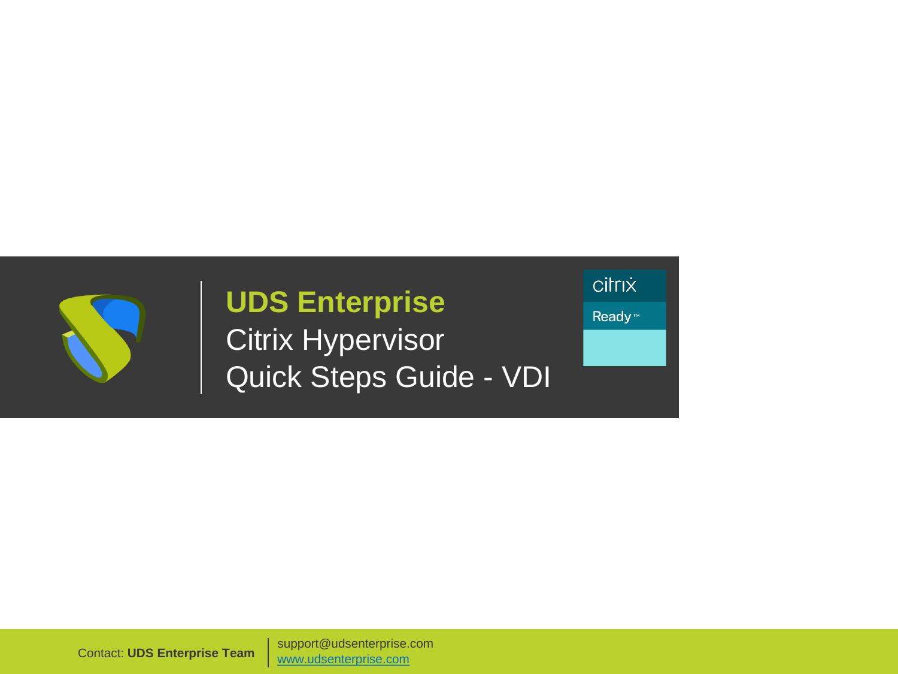# UDS Enterprise

Citrix Hypervisor

Quick Steps Guide - VDI

citrix

Ready™

Contact: **UDS Enterprise Team**

support@udsenterprise.com

www.udsenterprise.com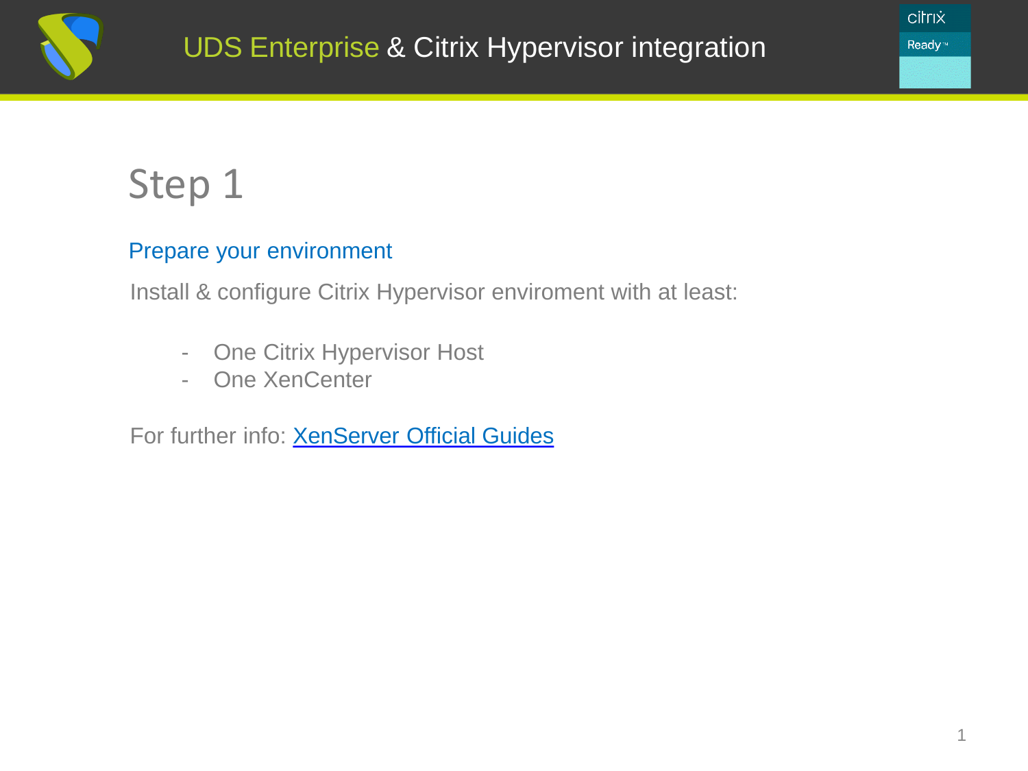# Step 1

## Prepare your environment

Install & configure Citrix Hypervisor enviroment with at least:

- One Citrix Hypervisor Host
- One XenCenter

For further info: XenServer Official Guides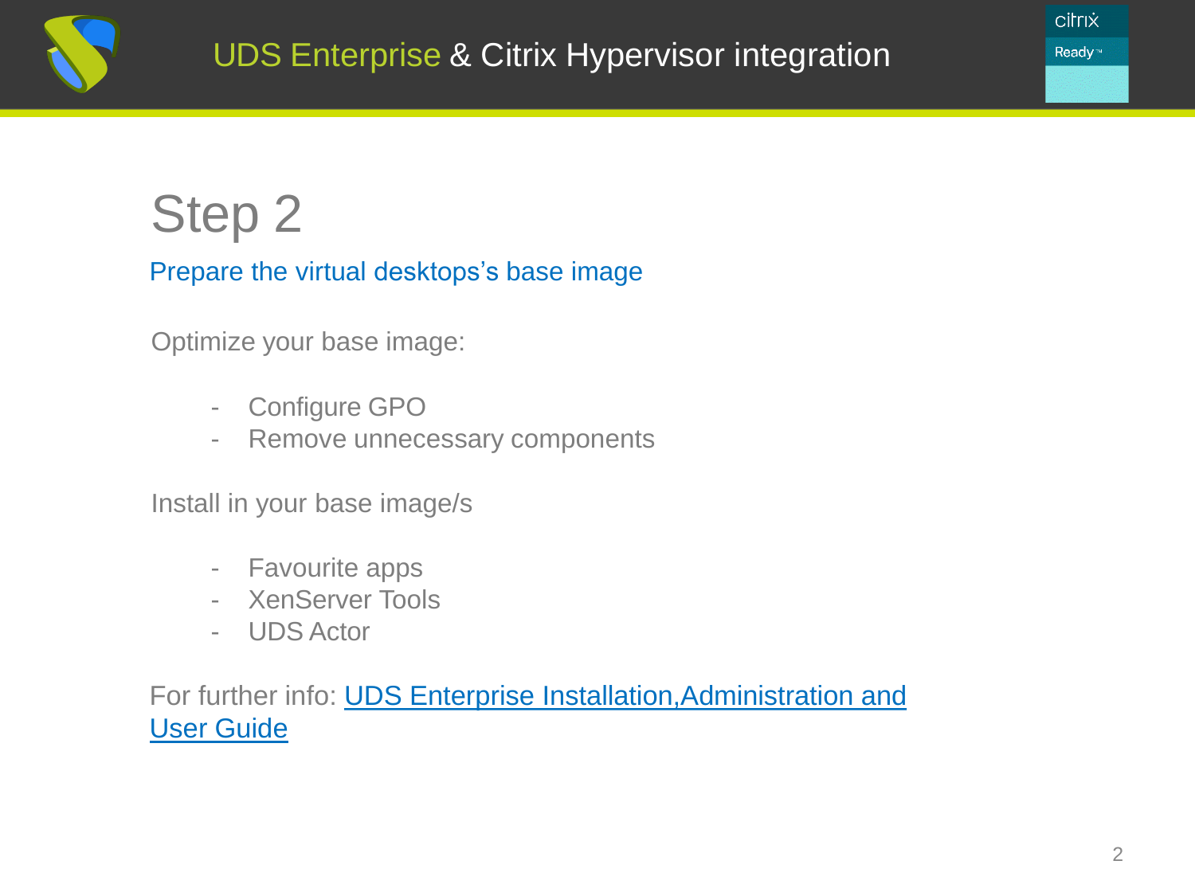# Step 2

## Prepare the virtual desktops's base image

Optimize your base image:

- Configure GPO
- Remove unnecessary components

Install in your base image/s

- Favourite apps
- XenServer Tools
- UDS Actor

For further info: UDS Enterprise Installation,Administration and User Guide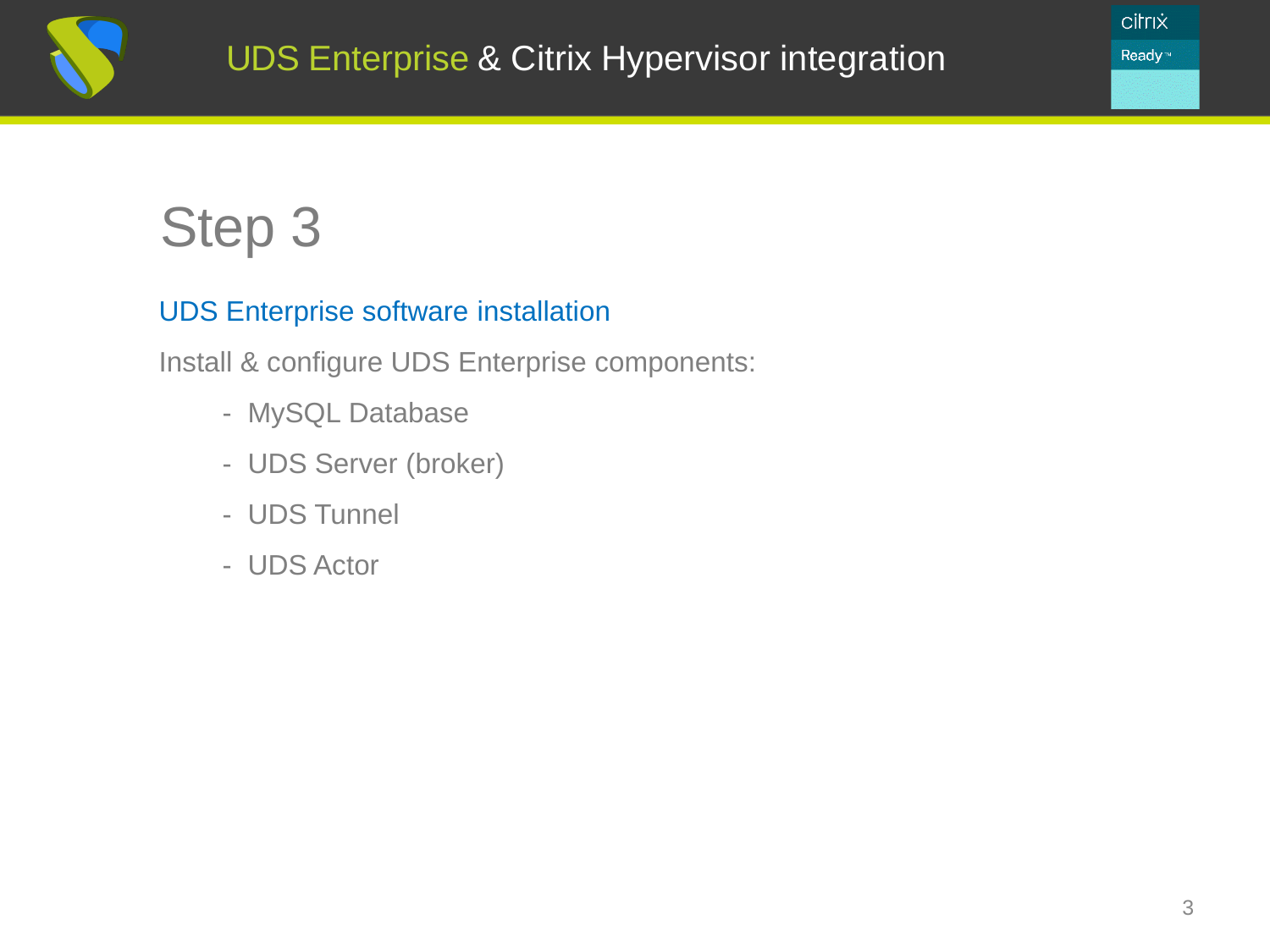# Step 3

## UDS Enterprise software installation

Install & configure UDS Enterprise components:

- MySQL Database
- UDS Server (broker)
- UDS Tunnel
- UDS Actor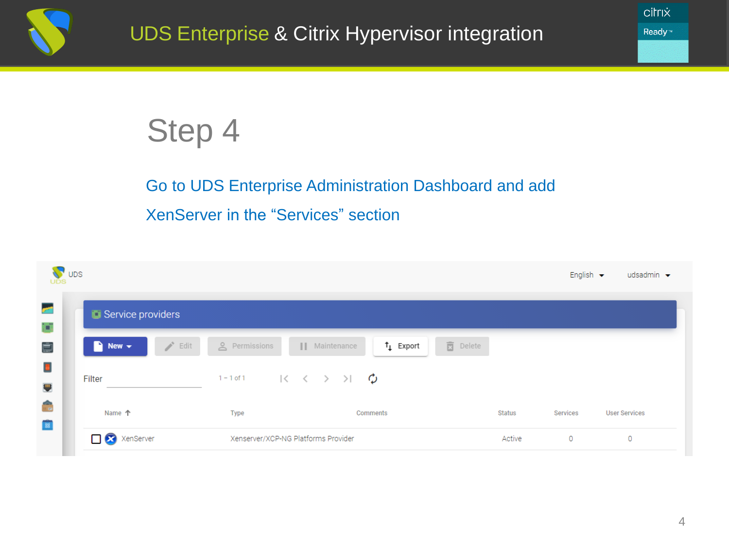# UDS Enterprise & Citrix Hypervisor integration

## Step 4

Go to UDS Enterprise Administration Dashboard and add XenServer in the “Services” section

UDS

English udsadmin

Service providers

New | Edit | Permissions | Maintenance | Export | Delete

Filter 1 – 1 of 1

| Name | Type | Comments | Status | Services | User Services |
|---|---|---|---|---|---|
| XenServer | Xenserver/XCP-NG Platforms Provider | | Active | 0 | 0 |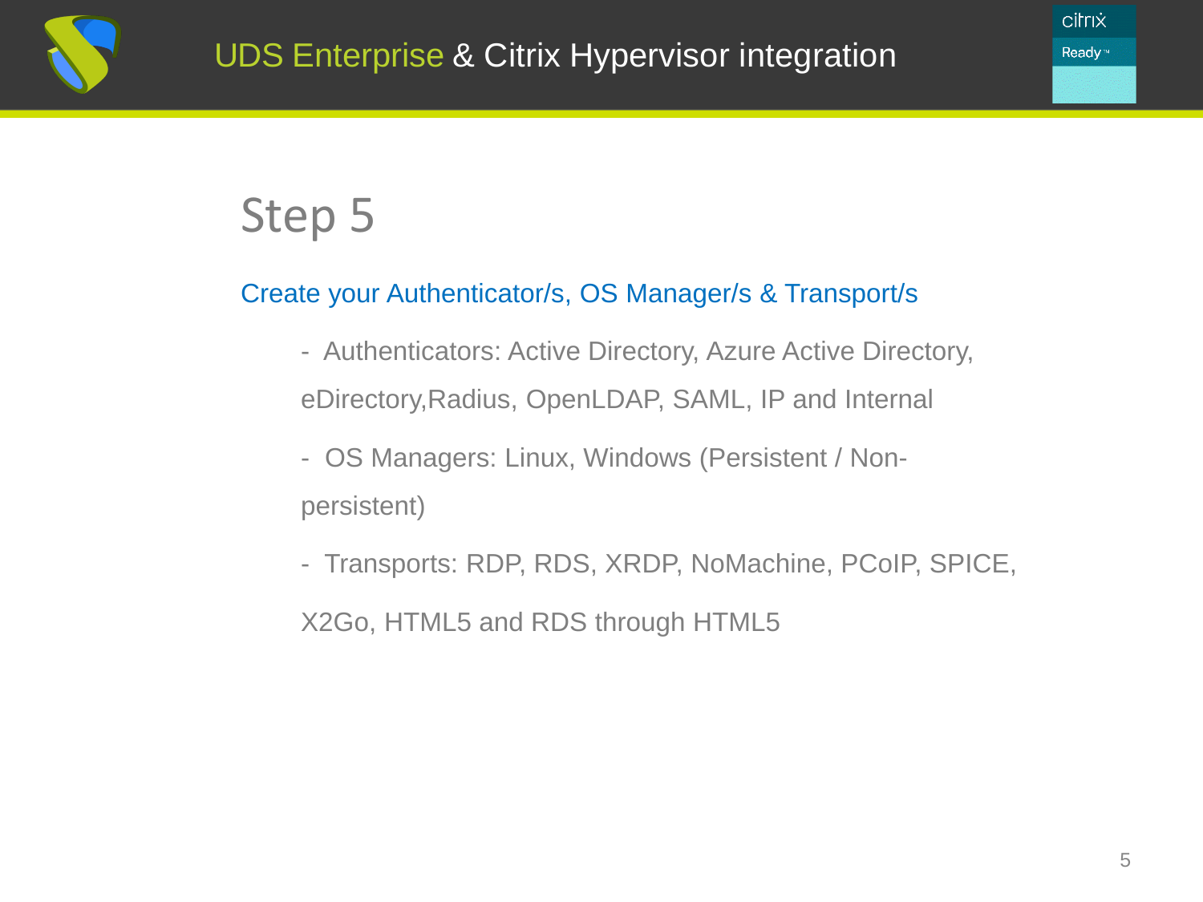# Step 5

Create your Authenticator/s, OS Manager/s & Transport/s

- Authenticators: Active Directory, Azure Active Directory, eDirectory,Radius, OpenLDAP, SAML, IP and Internal
- OS Managers: Linux, Windows (Persistent / Non-persistent)
- Transports: RDP, RDS, XRDP, NoMachine, PCoIP, SPICE, X2Go, HTML5 and RDS through HTML5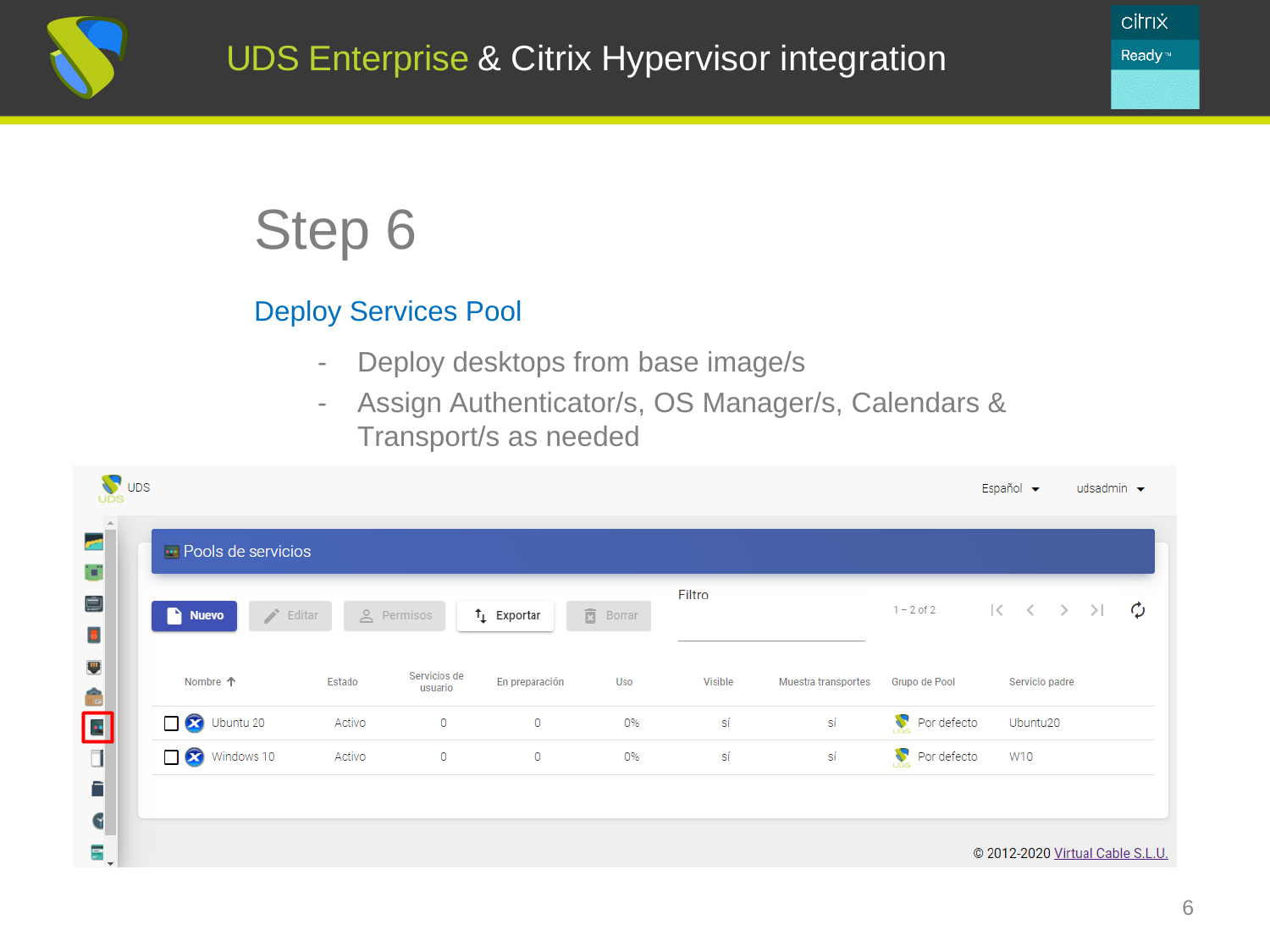# UDS Enterprise & Citrix Hypervisor integration

## Step 6

### Deploy Services Pool

- Deploy desktops from base image/s
- Assign Authenticator/s, OS Manager/s, Calendars & Transport/s as needed

UDS

Español udsadmin

Pools de servicios

Nuevo | Editar | Permisos | Exportar | Borrar

Filtro

1 – 2 of 2

| Nombre | Estado | Servicios de usuario | En preparación | Uso | Visible | Muestra transportes | Grupo de Pool | Servicio padre |
|---|---|---|---|---|---|---|---|---|
| Ubuntu 20 | Activo | 0 | 0 | 0% | sí | sí | Por defecto | Ubuntu20 |
| Windows 10 | Activo | 0 | 0 | 0% | sí | sí | Por defecto | W10 |

© 2012-2020 Virtual Cable S.L.U.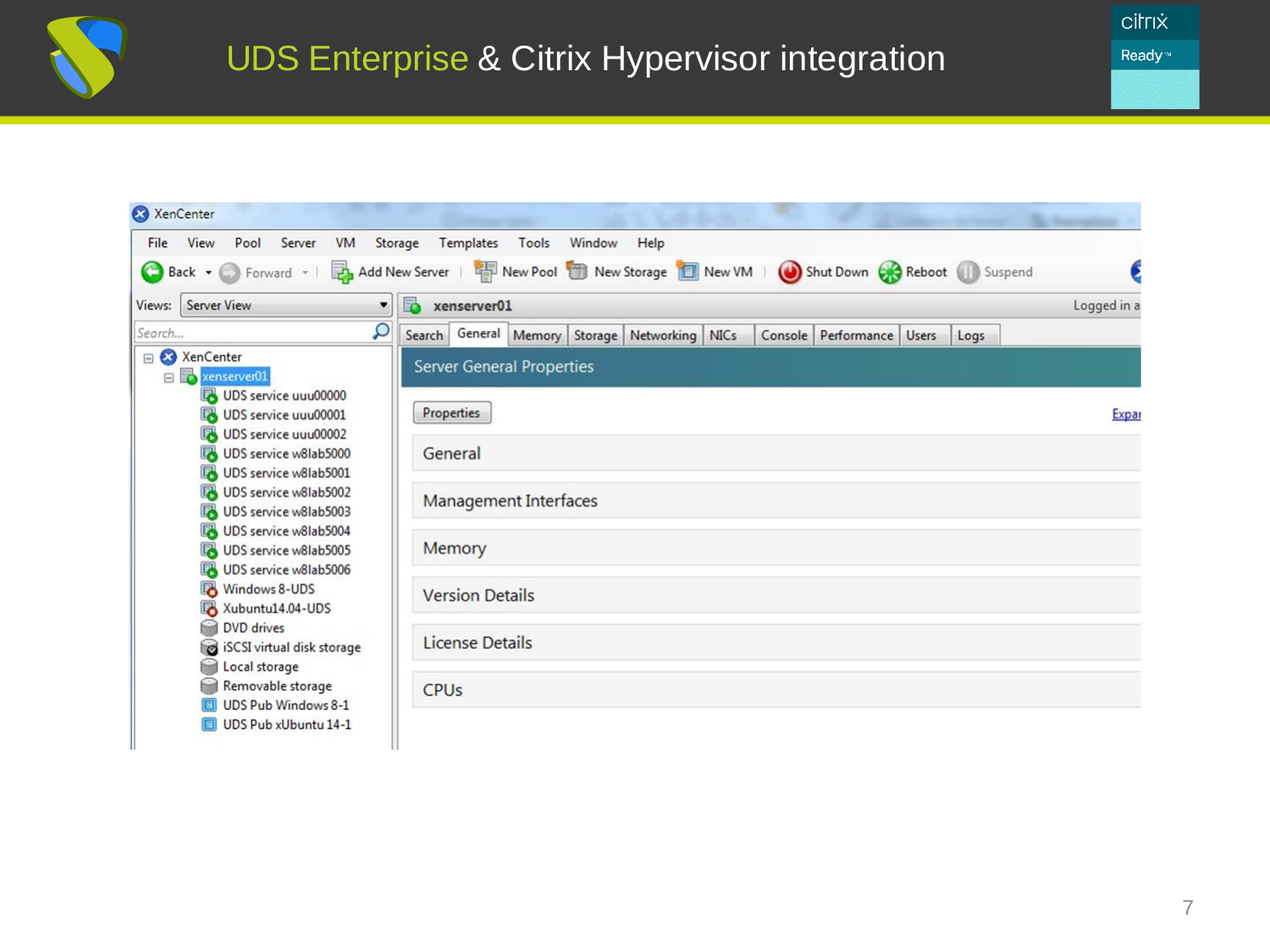# UDS Enterprise & Citrix Hypervisor integration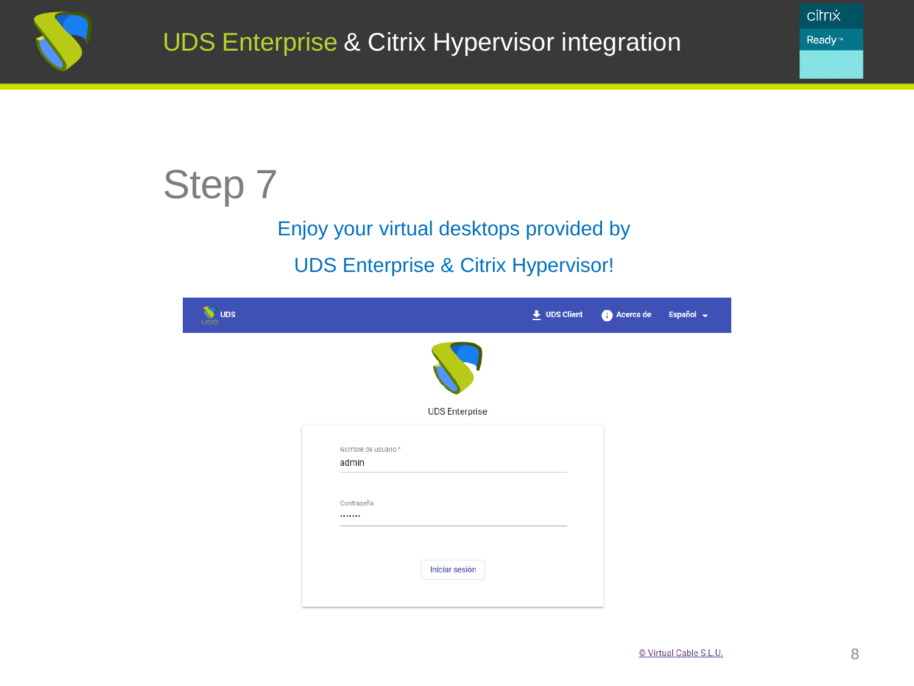# Step 7

Enjoy your virtual desktops provided by

UDS Enterprise & Citrix Hypervisor!

UDS | UDS Client | Acerca de | Español

UDS Enterprise

Nombre de usuario *
admin

Contraseña
·······

Iniciar sesión

© Virtual Cable S.L.U.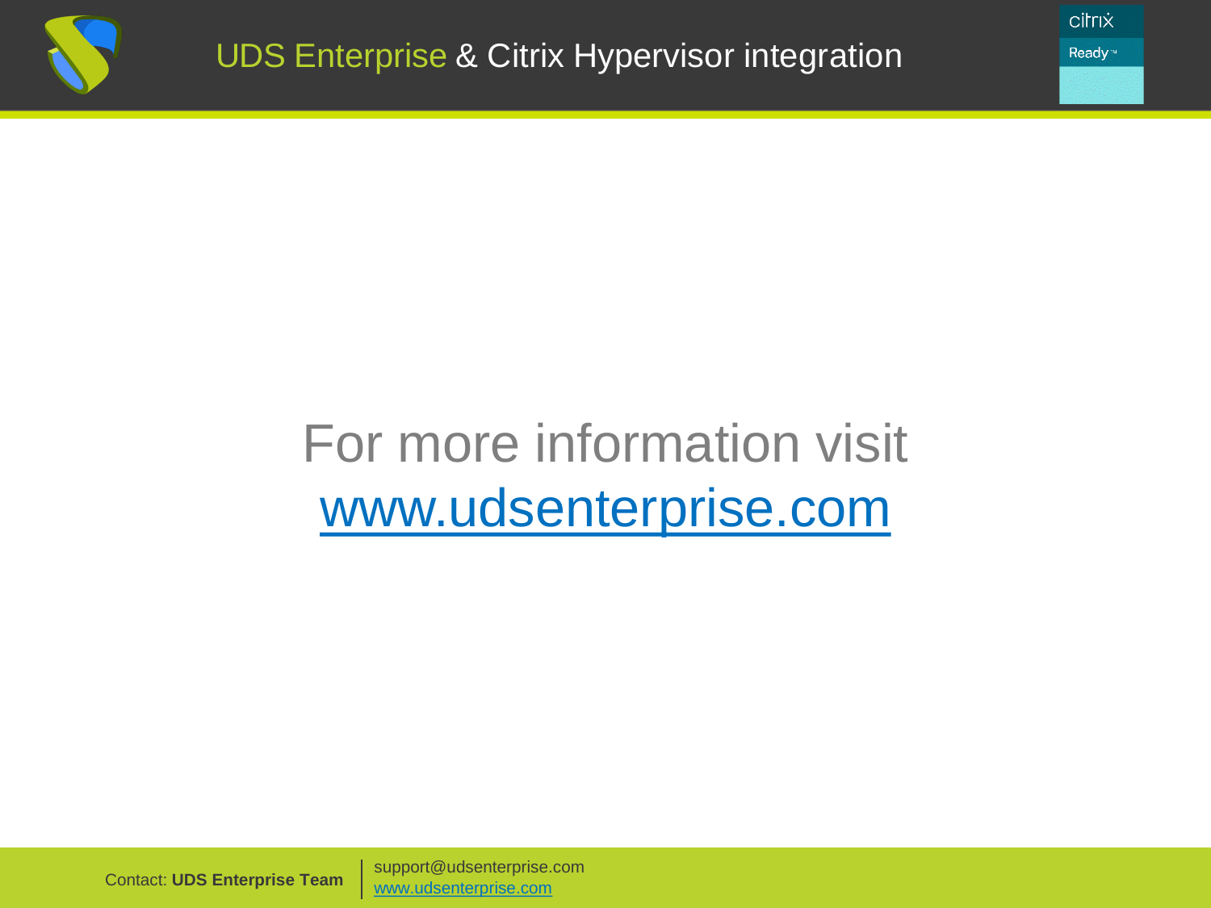For more information visit
www.udsenterprise.com